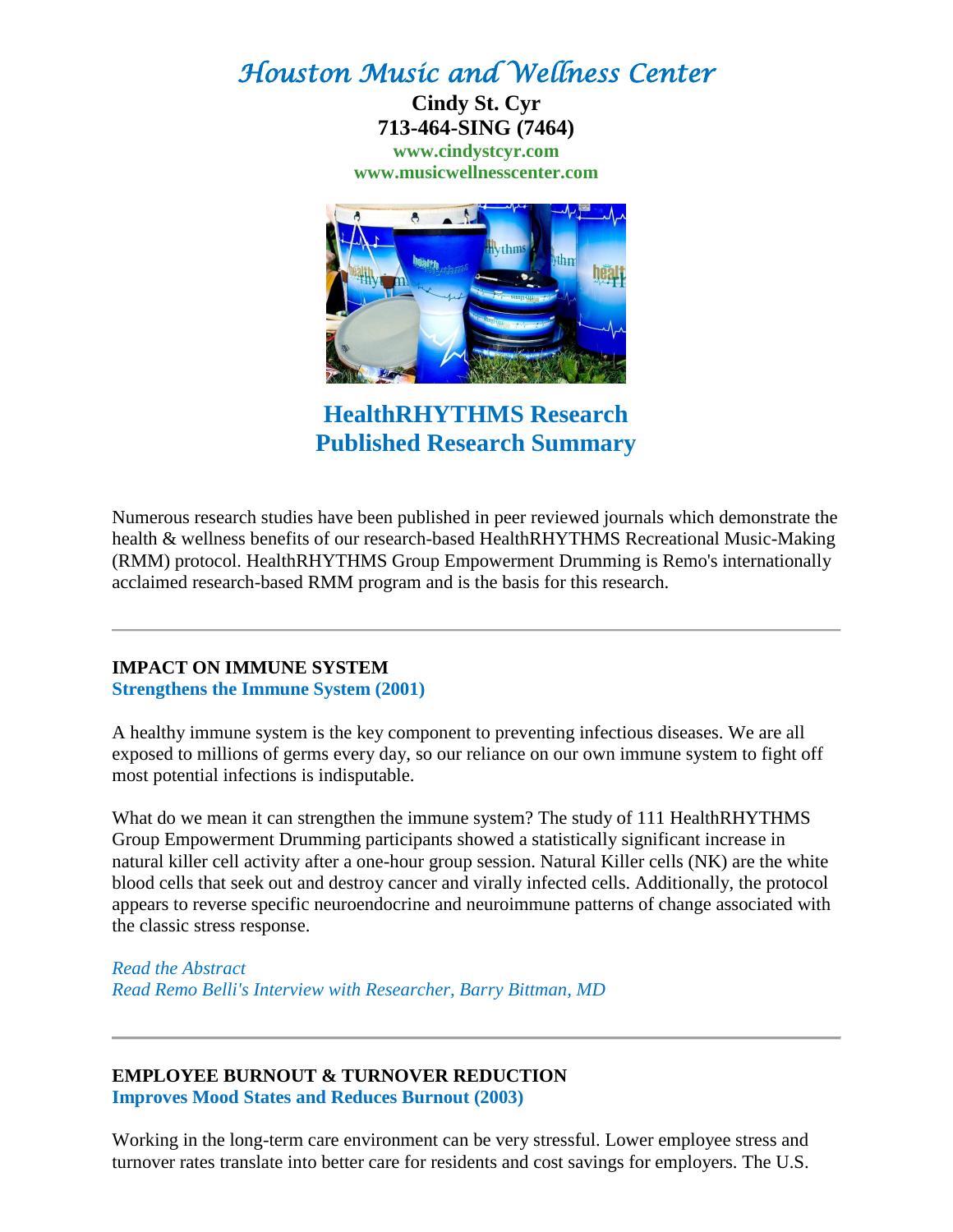# Houston Music and Wellness Center

**Cindy St. Cyr**
**713-464-SING (7464)**
**www.cindystcyr.com**
**www.musicwellnesscenter.com**

## HealthRHYTHMS Research
## Published Research Summary

Numerous research studies have been published in peer reviewed journals which demonstrate the health & wellness benefits of our research-based HealthRHYTHMS Recreational Music-Making (RMM) protocol. HealthRHYTHMS Group Empowerment Drumming is Remo's internationally acclaimed research-based RMM program and is the basis for this research.

---

### IMPACT ON IMMUNE SYSTEM
**Strengthens the Immune System (2001)**

A healthy immune system is the key component to preventing infectious diseases. We are all exposed to millions of germs every day, so our reliance on our own immune system to fight off most potential infections is indisputable.

What do we mean it can strengthen the immune system? The study of 111 HealthRHYTHMS Group Empowerment Drumming participants showed a statistically significant increase in natural killer cell activity after a one-hour group session. Natural Killer cells (NK) are the white blood cells that seek out and destroy cancer and virally infected cells. Additionally, the protocol appears to reverse specific neuroendocrine and neuroimmune patterns of change associated with the classic stress response.

*Read the Abstract*
*Read Remo Belli's Interview with Researcher, Barry Bittman, MD*

---

### EMPLOYEE BURNOUT & TURNOVER REDUCTION
**Improves Mood States and Reduces Burnout (2003)**

Working in the long-term care environment can be very stressful. Lower employee stress and turnover rates translate into better care for residents and cost savings for employers. The U.S.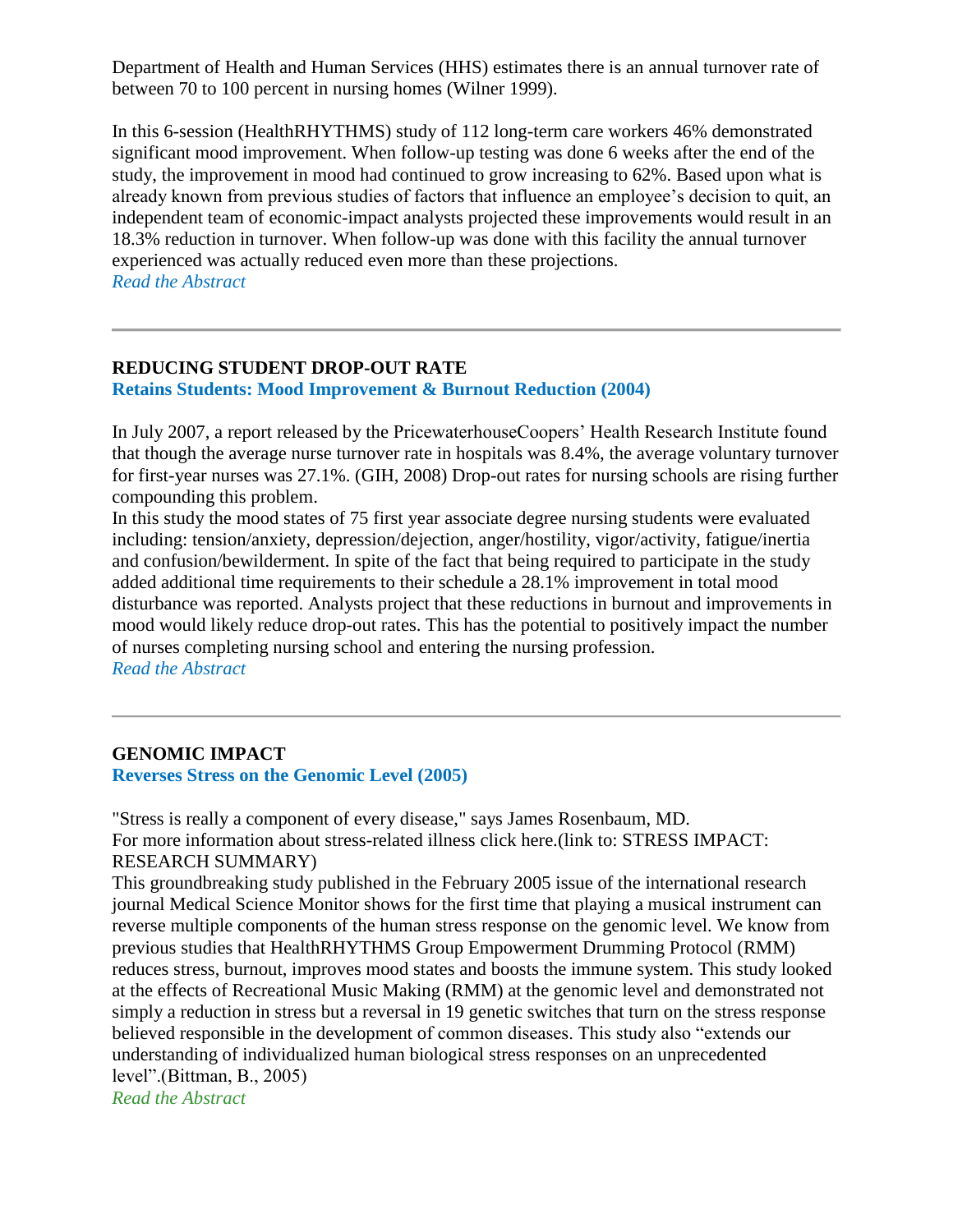Department of Health and Human Services (HHS) estimates there is an annual turnover rate of between 70 to 100 percent in nursing homes (Wilner 1999).

In this 6-session (HealthRHYTHMS) study of 112 long-term care workers 46% demonstrated significant mood improvement. When follow-up testing was done 6 weeks after the end of the study, the improvement in mood had continued to grow increasing to 62%. Based upon what is already known from previous studies of factors that influence an employee's decision to quit, an independent team of economic-impact analysts projected these improvements would result in an 18.3% reduction in turnover. When follow-up was done with this facility the annual turnover experienced was actually reduced even more than these projections.
*Read the Abstract*

---

**REDUCING STUDENT DROP-OUT RATE**
**Retains Students: Mood Improvement & Burnout Reduction (2004)**

In July 2007, a report released by the PricewaterhouseCoopers' Health Research Institute found that though the average nurse turnover rate in hospitals was 8.4%, the average voluntary turnover for first-year nurses was 27.1%. (GIH, 2008) Drop-out rates for nursing schools are rising further compounding this problem.
In this study the mood states of 75 first year associate degree nursing students were evaluated including: tension/anxiety, depression/dejection, anger/hostility, vigor/activity, fatigue/inertia and confusion/bewilderment. In spite of the fact that being required to participate in the study added additional time requirements to their schedule a 28.1% improvement in total mood disturbance was reported. Analysts project that these reductions in burnout and improvements in mood would likely reduce drop-out rates. This has the potential to positively impact the number of nurses completing nursing school and entering the nursing profession.
*Read the Abstract*

---

**GENOMIC IMPACT**
**Reverses Stress on the Genomic Level (2005)**

"Stress is really a component of every disease," says James Rosenbaum, MD.
For more information about stress-related illness click here.(link to: STRESS IMPACT: RESEARCH SUMMARY)
This groundbreaking study published in the February 2005 issue of the international research journal Medical Science Monitor shows for the first time that playing a musical instrument can reverse multiple components of the human stress response on the genomic level. We know from previous studies that HealthRHYTHMS Group Empowerment Drumming Protocol (RMM) reduces stress, burnout, improves mood states and boosts the immune system. This study looked at the effects of Recreational Music Making (RMM) at the genomic level and demonstrated not simply a reduction in stress but a reversal in 19 genetic switches that turn on the stress response believed responsible in the development of common diseases. This study also "extends our understanding of individualized human biological stress responses on an unprecedented level".(Bittman, B., 2005)
*Read the Abstract*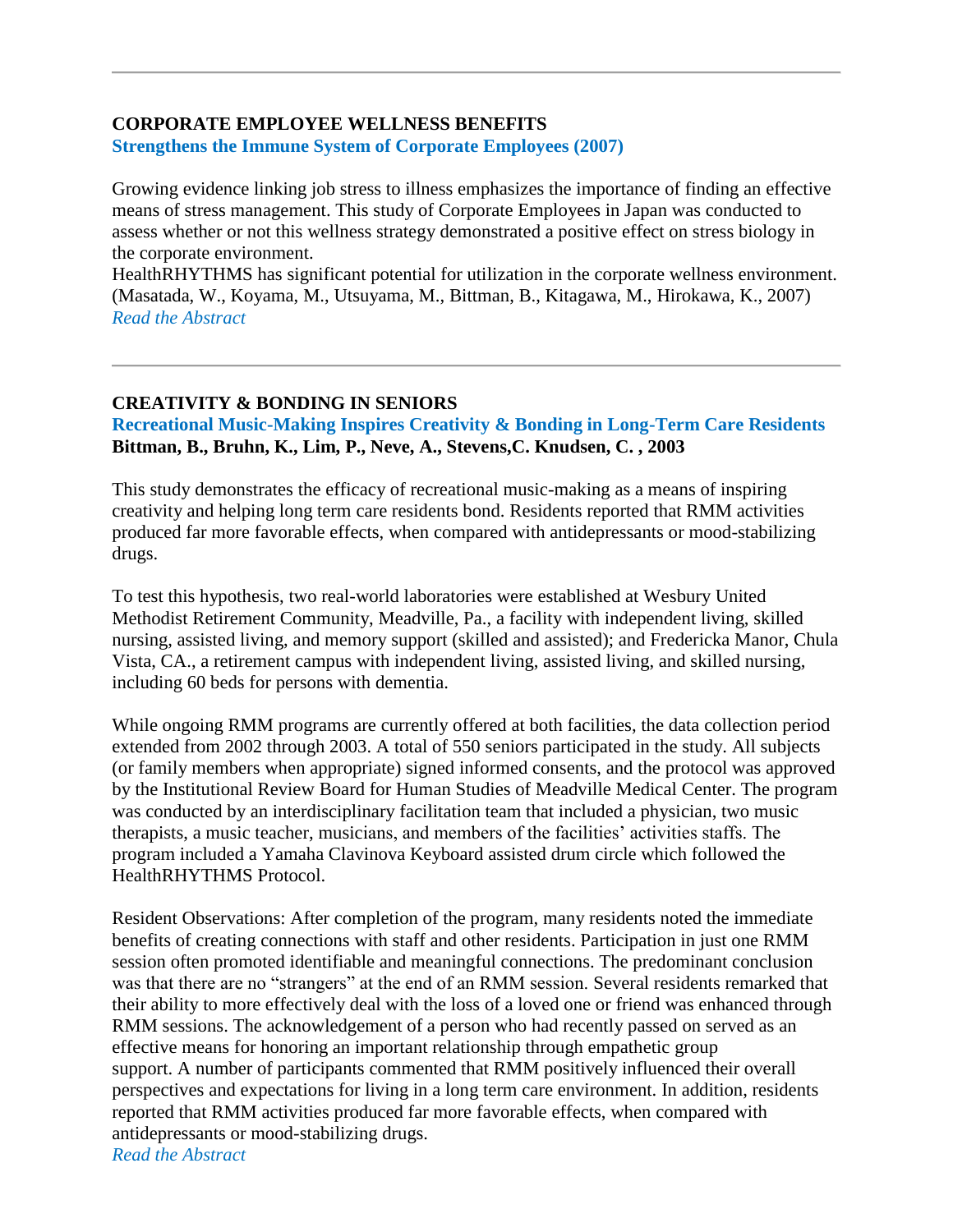---

**CORPORATE EMPLOYEE WELLNESS BENEFITS**

**Strengthens the Immune System of Corporate Employees (2007)**

Growing evidence linking job stress to illness emphasizes the importance of finding an effective means of stress management. This study of Corporate Employees in Japan was conducted to assess whether or not this wellness strategy demonstrated a positive effect on stress biology in the corporate environment.
HealthRHYTHMS has significant potential for utilization in the corporate wellness environment. (Masatada, W., Koyama, M., Utsuyama, M., Bittman, B., Kitagawa, M., Hirokawa, K., 2007)
*Read the Abstract*

---

**CREATIVITY & BONDING IN SENIORS**

**Recreational Music-Making Inspires Creativity & Bonding in Long-Term Care Residents**
**Bittman, B., Bruhn, K., Lim, P., Neve, A., Stevens,C. Knudsen, C. , 2003**

This study demonstrates the efficacy of recreational music-making as a means of inspiring creativity and helping long term care residents bond. Residents reported that RMM activities produced far more favorable effects, when compared with antidepressants or mood-stabilizing drugs.

To test this hypothesis, two real-world laboratories were established at Wesbury United Methodist Retirement Community, Meadville, Pa., a facility with independent living, skilled nursing, assisted living, and memory support (skilled and assisted); and Fredericka Manor, Chula Vista, CA., a retirement campus with independent living, assisted living, and skilled nursing, including 60 beds for persons with dementia.

While ongoing RMM programs are currently offered at both facilities, the data collection period extended from 2002 through 2003. A total of 550 seniors participated in the study. All subjects (or family members when appropriate) signed informed consents, and the protocol was approved by the Institutional Review Board for Human Studies of Meadville Medical Center. The program was conducted by an interdisciplinary facilitation team that included a physician, two music therapists, a music teacher, musicians, and members of the facilities' activities staffs. The program included a Yamaha Clavinova Keyboard assisted drum circle which followed the HealthRHYTHMS Protocol.

Resident Observations: After completion of the program, many residents noted the immediate benefits of creating connections with staff and other residents. Participation in just one RMM session often promoted identifiable and meaningful connections. The predominant conclusion was that there are no "strangers" at the end of an RMM session. Several residents remarked that their ability to more effectively deal with the loss of a loved one or friend was enhanced through RMM sessions. The acknowledgement of a person who had recently passed on served as an effective means for honoring an important relationship through empathetic group support. A number of participants commented that RMM positively influenced their overall perspectives and expectations for living in a long term care environment. In addition, residents reported that RMM activities produced far more favorable effects, when compared with antidepressants or mood-stabilizing drugs.
*Read the Abstract*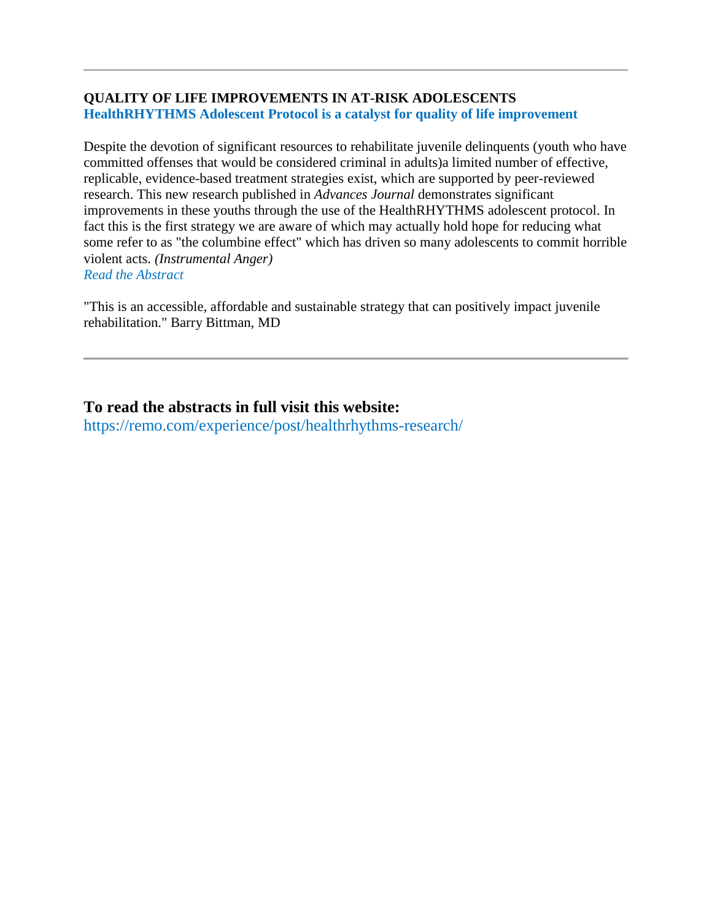---

**QUALITY OF LIFE IMPROVEMENTS IN AT-RISK ADOLESCENTS**
**HealthRHYTHMS Adolescent Protocol is a catalyst for quality of life improvement**

Despite the devotion of significant resources to rehabilitate juvenile delinquents (youth who have committed offenses that would be considered criminal in adults)a limited number of effective, replicable, evidence-based treatment strategies exist, which are supported by peer-reviewed research. This new research published in *Advances Journal* demonstrates significant improvements in these youths through the use of the HealthRHYTHMS adolescent protocol. In fact this is the first strategy we are aware of which may actually hold hope for reducing what some refer to as "the columbine effect" which has driven so many adolescents to commit horrible violent acts. *(Instrumental Anger)*
*Read the Abstract*

"This is an accessible, affordable and sustainable strategy that can positively impact juvenile rehabilitation." Barry Bittman, MD

---

### To read the abstracts in full visit this website:

https://remo.com/experience/post/healthrhythms-research/